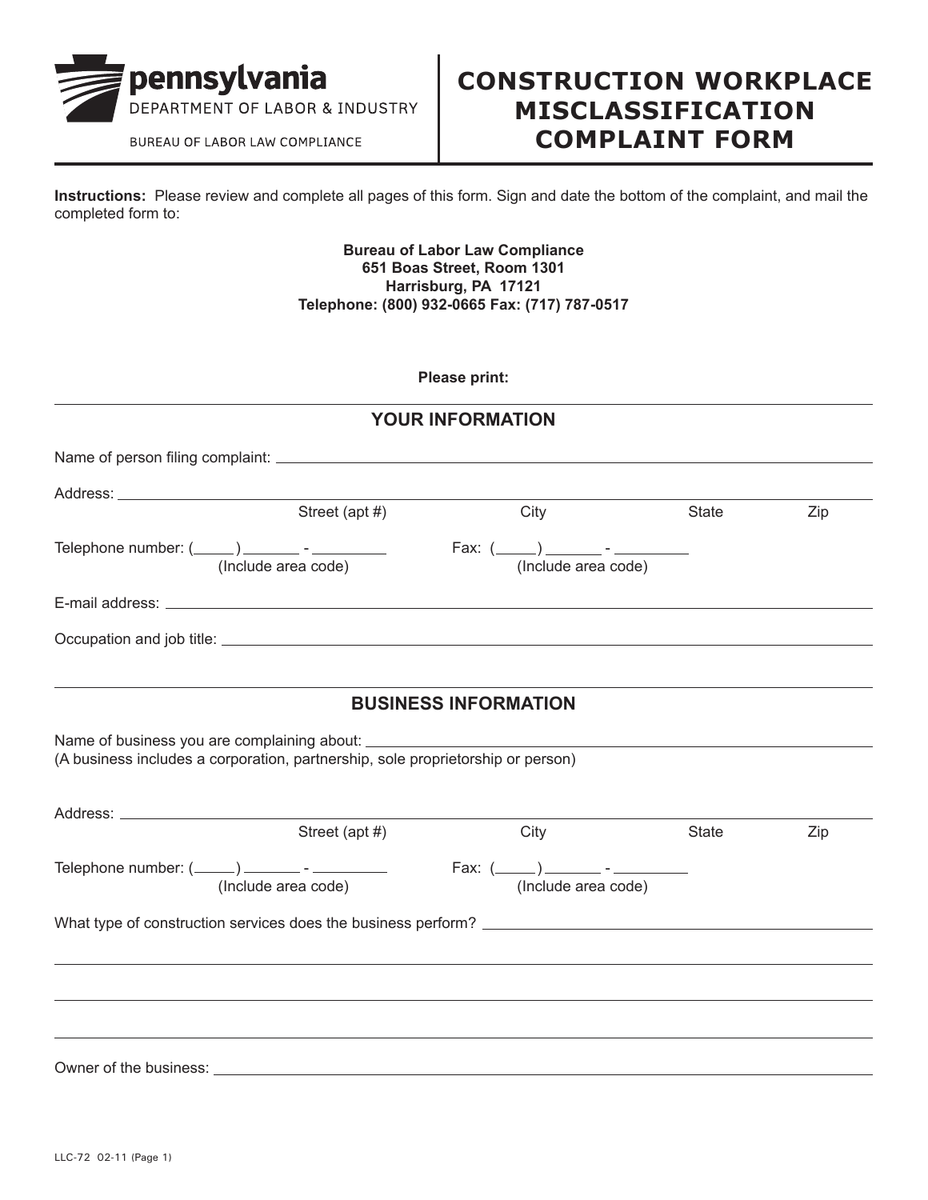pennsylvania
DEPARTMENT OF LABOR & INDUSTRY

BUREAU OF LABOR LAW COMPLIANCE

# CONSTRUCTION WORKPLACE MISCLASSIFICATION COMPLAINT FORM

**Instructions:** Please review and complete all pages of this form. Sign and date the bottom of the complaint, and mail the completed form to:

**Bureau of Labor Law Compliance**
**651 Boas Street, Room 1301**
**Harrisburg, PA 17121**
**Telephone: (800) 932-0665 Fax: (717) 787-0517**

**Please print:**

## YOUR INFORMATION

Name of person filing complaint: ______________________________

Address: ______________________________
Street (apt #) City State Zip

Telephone number: (_____) _______ - _________ (Include area code) Fax: (_____) _______ - _________ (Include area code)

E-mail address: ______________________________

Occupation and job title: ______________________________

## BUSINESS INFORMATION

Name of business you are complaining about: ______________________________
(A business includes a corporation, partnership, sole proprietorship or person)

Address: ______________________________
Street (apt #) City State Zip

Telephone number: (_____) _______ - _________ (Include area code) Fax: (_____) _______ - _________ (Include area code)

What type of construction services does the business perform? ______________________________

______________________________

______________________________

______________________________

Owner of the business: ______________________________

LLC-72 02-11 (Page 1)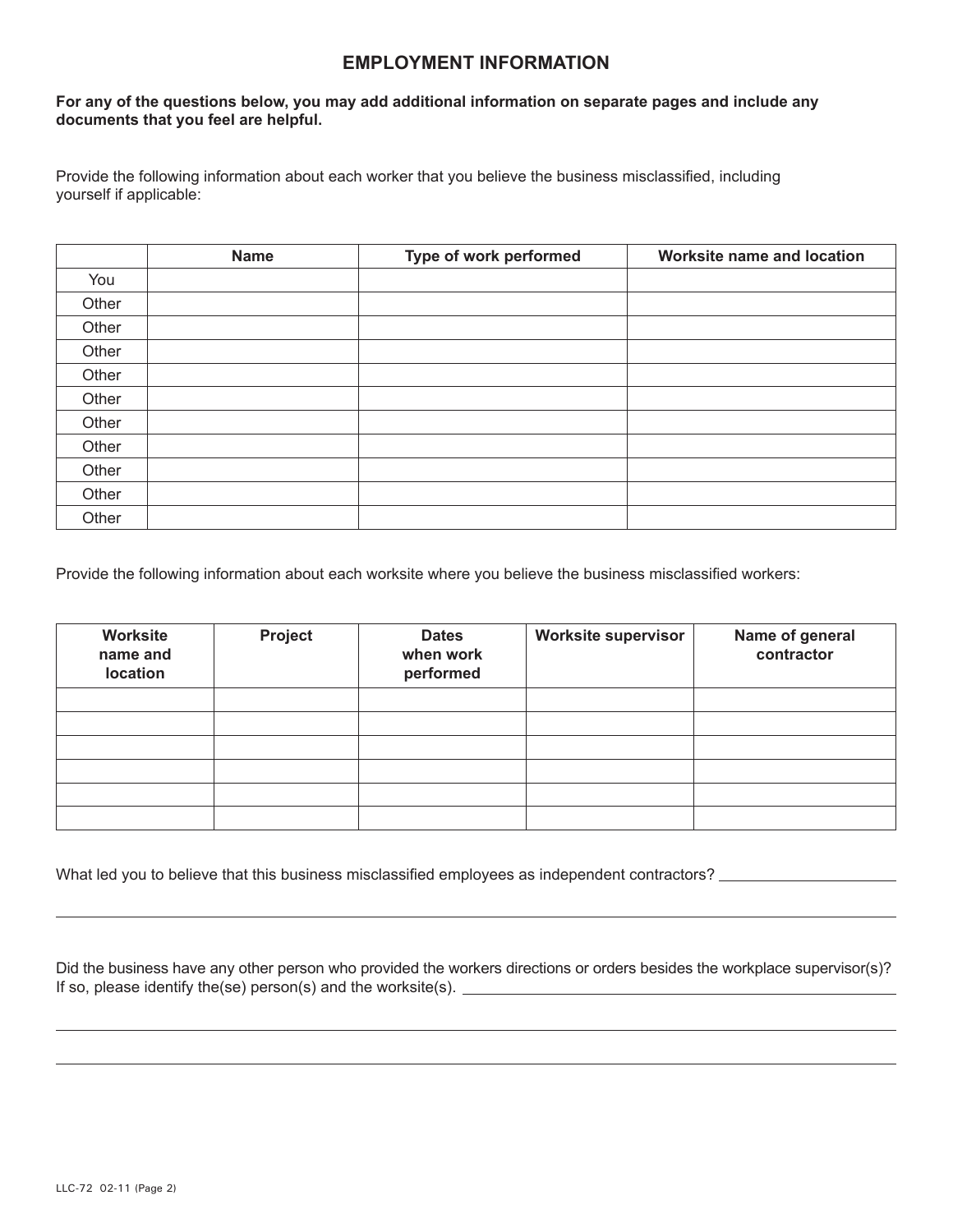## EMPLOYMENT INFORMATION

**For any of the questions below, you may add additional information on separate pages and include any documents that you feel are helpful.**

Provide the following information about each worker that you believe the business misclassified, including yourself if applicable:

| | Name | Type of work performed | Worksite name and location |
|---|---|---|---|
| You | | | |
| Other | | | |
| Other | | | |
| Other | | | |
| Other | | | |
| Other | | | |
| Other | | | |
| Other | | | |
| Other | | | |
| Other | | | |
| Other | | | |

Provide the following information about each worksite where you believe the business misclassified workers:

| Worksite name and location | Project | Dates when work performed | Worksite supervisor | Name of general contractor |
|---|---|---|---|---|
| | | | | |
| | | | | |
| | | | | |
| | | | | |
| | | | | |
| | | | | |

What led you to believe that this business misclassified employees as independent contractors? ______________________

_____________________________________________________________________________

Did the business have any other person who provided the workers directions or orders besides the workplace supervisor(s)? If so, please identify the(se) person(s) and the worksite(s). ______________________

_____________________________________________________________________________

_____________________________________________________________________________

LLC-72 02-11 (Page 2)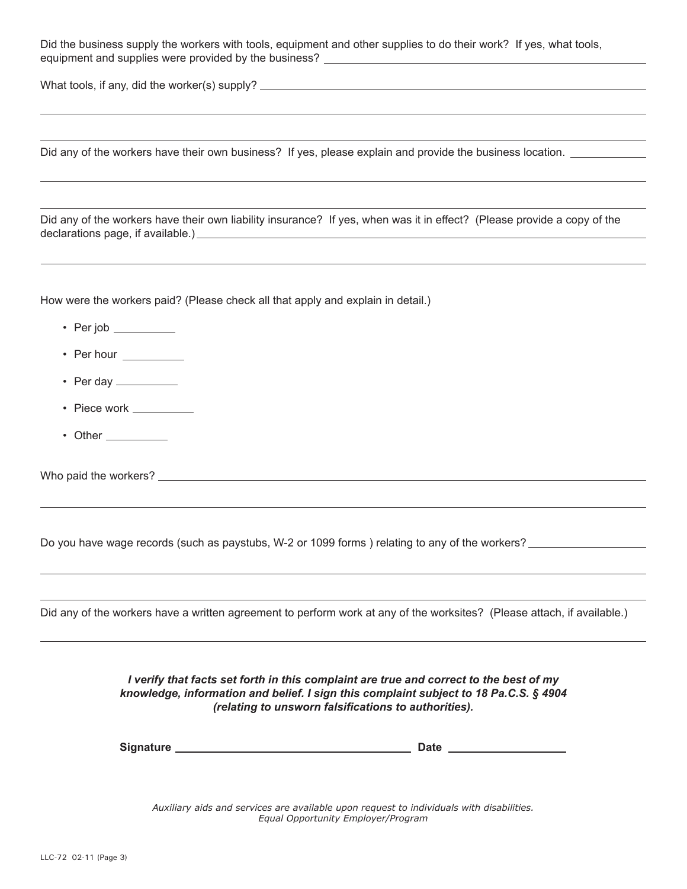Did the business supply the workers with tools, equipment and other supplies to do their work? If yes, what tools, equipment and supplies were provided by the business? \_\_\_\_\_\_\_\_\_\_\_\_\_\_\_\_\_\_\_\_

What tools, if any, did the worker(s) supply? \_\_\_\_\_\_\_\_\_\_\_\_\_\_\_\_\_\_\_\_

Did any of the workers have their own business? If yes, please explain and provide the business location. \_\_\_\_\_\_\_\_\_\_

Did any of the workers have their own liability insurance? If yes, when was it in effect? (Please provide a copy of the declarations page, if available.) \_\_\_\_\_\_\_\_\_\_\_\_\_\_\_\_\_\_\_\_

How were the workers paid? (Please check all that apply and explain in detail.)

- Per job \_\_\_\_\_\_\_\_\_\_
- Per hour \_\_\_\_\_\_\_\_\_\_
- Per day \_\_\_\_\_\_\_\_\_\_
- Piece work \_\_\_\_\_\_\_\_\_\_
- Other \_\_\_\_\_\_\_\_\_\_

Who paid the workers? \_\_\_\_\_\_\_\_\_\_\_\_\_\_\_\_\_\_\_\_

Do you have wage records (such as paystubs, W-2 or 1099 forms ) relating to any of the workers? \_\_\_\_\_\_\_\_\_\_\_\_\_\_\_\_\_\_\_\_

Did any of the workers have a written agreement to perform work at any of the worksites? (Please attach, if available.)

***I verify that facts set forth in this complaint are true and correct to the best of my knowledge, information and belief. I sign this complaint subject to 18 Pa.C.S. § 4904 (relating to unsworn falsifications to authorities).***

**Signature** \_\_\_\_\_\_\_\_\_\_\_\_\_\_\_\_\_\_\_\_ **Date** \_\_\_\_\_\_\_\_\_\_\_\_\_\_\_\_\_\_\_\_

*Auxiliary aids and services are available upon request to individuals with disabilities.*
*Equal Opportunity Employer/Program*

LLC-72 02-11 (Page 3)